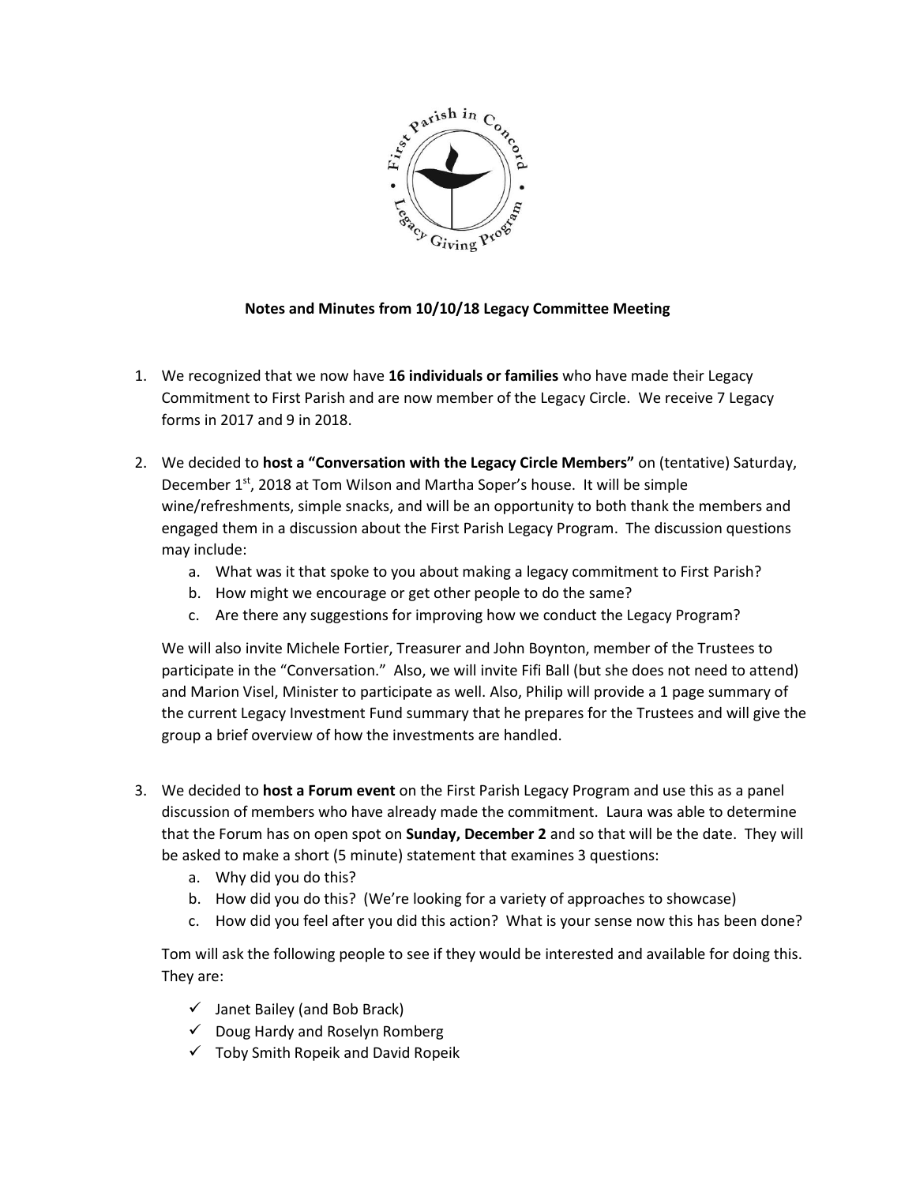**Notes and Minutes from 10/10/18 Legacy Committee Meeting**

1. We recognized that we now have **16 individuals or families** who have made their Legacy Commitment to First Parish and are now member of the Legacy Circle. We receive 7 Legacy forms in 2017 and 9 in 2018.

2. We decided to **host a "Conversation with the Legacy Circle Members"** on (tentative) Saturday, December 1st, 2018 at Tom Wilson and Martha Soper's house. It will be simple wine/refreshments, simple snacks, and will be an opportunity to both thank the members and engaged them in a discussion about the First Parish Legacy Program. The discussion questions may include:
   a. What was it that spoke to you about making a legacy commitment to First Parish?
   b. How might we encourage or get other people to do the same?
   c. Are there any suggestions for improving how we conduct the Legacy Program?

   We will also invite Michele Fortier, Treasurer and John Boynton, member of the Trustees to participate in the "Conversation." Also, we will invite Fifi Ball (but she does not need to attend) and Marion Visel, Minister to participate as well. Also, Philip will provide a 1 page summary of the current Legacy Investment Fund summary that he prepares for the Trustees and will give the group a brief overview of how the investments are handled.

3. We decided to **host a Forum event** on the First Parish Legacy Program and use this as a panel discussion of members who have already made the commitment. Laura was able to determine that the Forum has on open spot on **Sunday, December 2** and so that will be the date. They will be asked to make a short (5 minute) statement that examines 3 questions:
   a. Why did you do this?
   b. How did you do this? (We're looking for a variety of approaches to showcase)
   c. How did you feel after you did this action? What is your sense now this has been done?

   Tom will ask the following people to see if they would be interested and available for doing this. They are:

   - ✓ Janet Bailey (and Bob Brack)
   - ✓ Doug Hardy and Roselyn Romberg
   - ✓ Toby Smith Ropeik and David Ropeik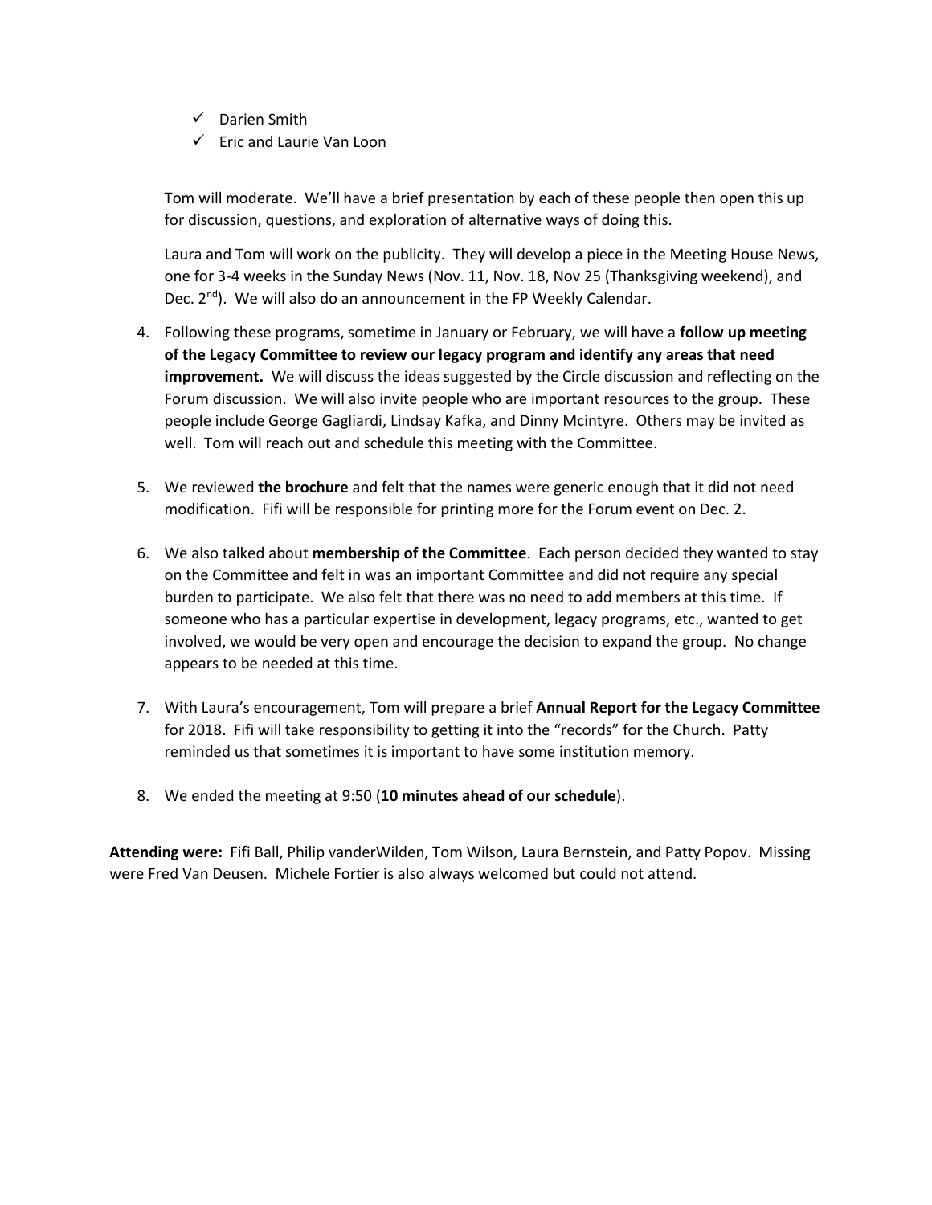- ✓ Darien Smith
- ✓ Eric and Laurie Van Loon

Tom will moderate. We'll have a brief presentation by each of these people then open this up for discussion, questions, and exploration of alternative ways of doing this.

Laura and Tom will work on the publicity. They will develop a piece in the Meeting House News, one for 3-4 weeks in the Sunday News (Nov. 11, Nov. 18, Nov 25 (Thanksgiving weekend), and Dec. 2nd). We will also do an announcement in the FP Weekly Calendar.

4. Following these programs, sometime in January or February, we will have a **follow up meeting of the Legacy Committee to review our legacy program and identify any areas that need improvement.** We will discuss the ideas suggested by the Circle discussion and reflecting on the Forum discussion. We will also invite people who are important resources to the group. These people include George Gagliardi, Lindsay Kafka, and Dinny Mcintyre. Others may be invited as well. Tom will reach out and schedule this meeting with the Committee.

5. We reviewed **the brochure** and felt that the names were generic enough that it did not need modification. Fifi will be responsible for printing more for the Forum event on Dec. 2.

6. We also talked about **membership of the Committee**. Each person decided they wanted to stay on the Committee and felt in was an important Committee and did not require any special burden to participate. We also felt that there was no need to add members at this time. If someone who has a particular expertise in development, legacy programs, etc., wanted to get involved, we would be very open and encourage the decision to expand the group. No change appears to be needed at this time.

7. With Laura's encouragement, Tom will prepare a brief **Annual Report for the Legacy Committee** for 2018. Fifi will take responsibility to getting it into the "records" for the Church. Patty reminded us that sometimes it is important to have some institution memory.

8. We ended the meeting at 9:50 (**10 minutes ahead of our schedule**).

**Attending were:** Fifi Ball, Philip vanderWilden, Tom Wilson, Laura Bernstein, and Patty Popov. Missing were Fred Van Deusen. Michele Fortier is also always welcomed but could not attend.